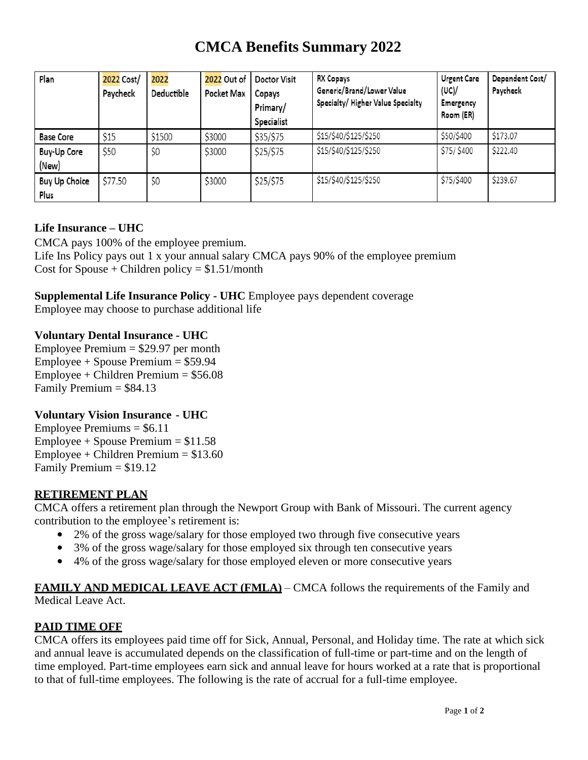# CMCA Benefits Summary 2022

| Plan | 2022 Cost/ Paycheck | 2022 Deductible | 2022 Out of Pocket Max | Doctor Visit Copays Primary/ Specialist | RX Copays Generic/Brand/Lower Value Specialty/ Higher Value Specialty | Urgent Care (UC)/ Emergency Room (ER) | Dependent Cost/ Paycheck |
|---|---|---|---|---|---|---|---|
| **Base Core** | $15 | $1500 | $3000 | $35/$75 | $15/$40/$125/$250 | $50/$400 | $173.07 |
| **Buy-Up Core (New)** | $50 | $0 | $3000 | $25/$75 | $15/$40/$125/$250 | $75/ $400 | $222.40 |
| **Buy Up Choice Plus** | $77.50 | $0 | $3000 | $25/$75 | $15/$40/$125/$250 | $75/$400 | $239.67 |

**Life Insurance – UHC**
CMCA pays 100% of the employee premium.
Life Ins Policy pays out 1 x your annual salary CMCA pays 90% of the employee premium
Cost for Spouse + Children policy = $1.51/month

**Supplemental Life Insurance Policy - UHC** Employee pays dependent coverage
Employee may choose to purchase additional life

**Voluntary Dental Insurance - UHC**
Employee Premium = $29.97 per month
Employee + Spouse Premium = $59.94
Employee + Children Premium = $56.08
Family Premium = $84.13

**Voluntary Vision Insurance - UHC**
Employee Premiums = $6.11
Employee + Spouse Premium = $11.58
Employee + Children Premium = $13.60
Family Premium = $19.12

## RETIREMENT PLAN

CMCA offers a retirement plan through the Newport Group with Bank of Missouri. The current agency contribution to the employee's retirement is:

- 2% of the gross wage/salary for those employed two through five consecutive years
- 3% of the gross wage/salary for those employed six through ten consecutive years
- 4% of the gross wage/salary for those employed eleven or more consecutive years

**FAMILY AND MEDICAL LEAVE ACT (FMLA)** – CMCA follows the requirements of the Family and Medical Leave Act.

## PAID TIME OFF

CMCA offers its employees paid time off for Sick, Annual, Personal, and Holiday time. The rate at which sick and annual leave is accumulated depends on the classification of full-time or part-time and on the length of time employed. Part-time employees earn sick and annual leave for hours worked at a rate that is proportional to that of full-time employees. The following is the rate of accrual for a full-time employee.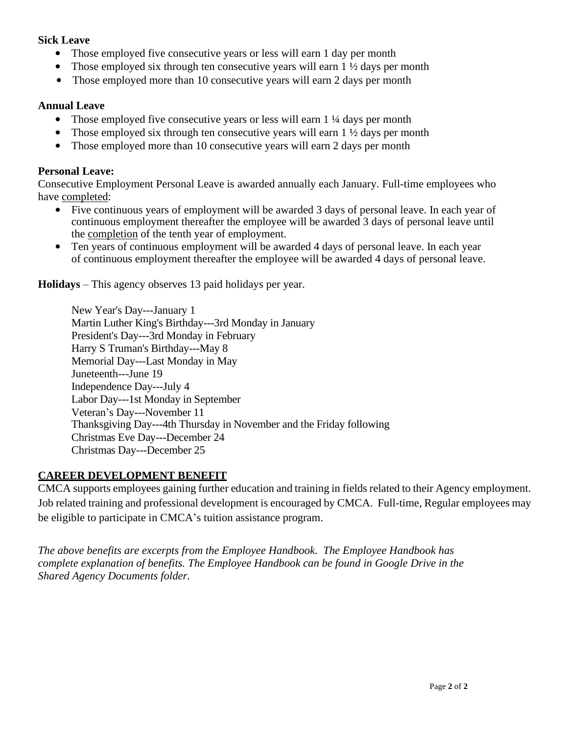**Sick Leave**

- Those employed five consecutive years or less will earn 1 day per month
- Those employed six through ten consecutive years will earn 1 ½ days per month
- Those employed more than 10 consecutive years will earn 2 days per month

**Annual Leave**

- Those employed five consecutive years or less will earn 1 ¼ days per month
- Those employed six through ten consecutive years will earn 1 ½ days per month
- Those employed more than 10 consecutive years will earn 2 days per month

**Personal Leave:**

Consecutive Employment Personal Leave is awarded annually each January. Full-time employees who have <u>completed</u>:

- Five continuous years of employment will be awarded 3 days of personal leave. In each year of continuous employment thereafter the employee will be awarded 3 days of personal leave until the <u>completion</u> of the tenth year of employment.
- Ten years of continuous employment will be awarded 4 days of personal leave. In each year of continuous employment thereafter the employee will be awarded 4 days of personal leave.

**Holidays** – This agency observes 13 paid holidays per year.

New Year's Day---January 1
Martin Luther King's Birthday---3rd Monday in January
President's Day---3rd Monday in February
Harry S Truman's Birthday---May 8
Memorial Day---Last Monday in May
Juneteenth---June 19
Independence Day---July 4
Labor Day---1st Monday in September
Veteran's Day---November 11
Thanksgiving Day---4th Thursday in November and the Friday following
Christmas Eve Day---December 24
Christmas Day---December 25

## <u>CAREER DEVELOPMENT BENEFIT</u>

CMCA supports employees gaining further education and training in fields related to their Agency employment. Job related training and professional development is encouraged by CMCA. Full-time, Regular employees may be eligible to participate in CMCA's tuition assistance program.

*The above benefits are excerpts from the Employee Handbook. The Employee Handbook has complete explanation of benefits. The Employee Handbook can be found in Google Drive in the Shared Agency Documents folder.*